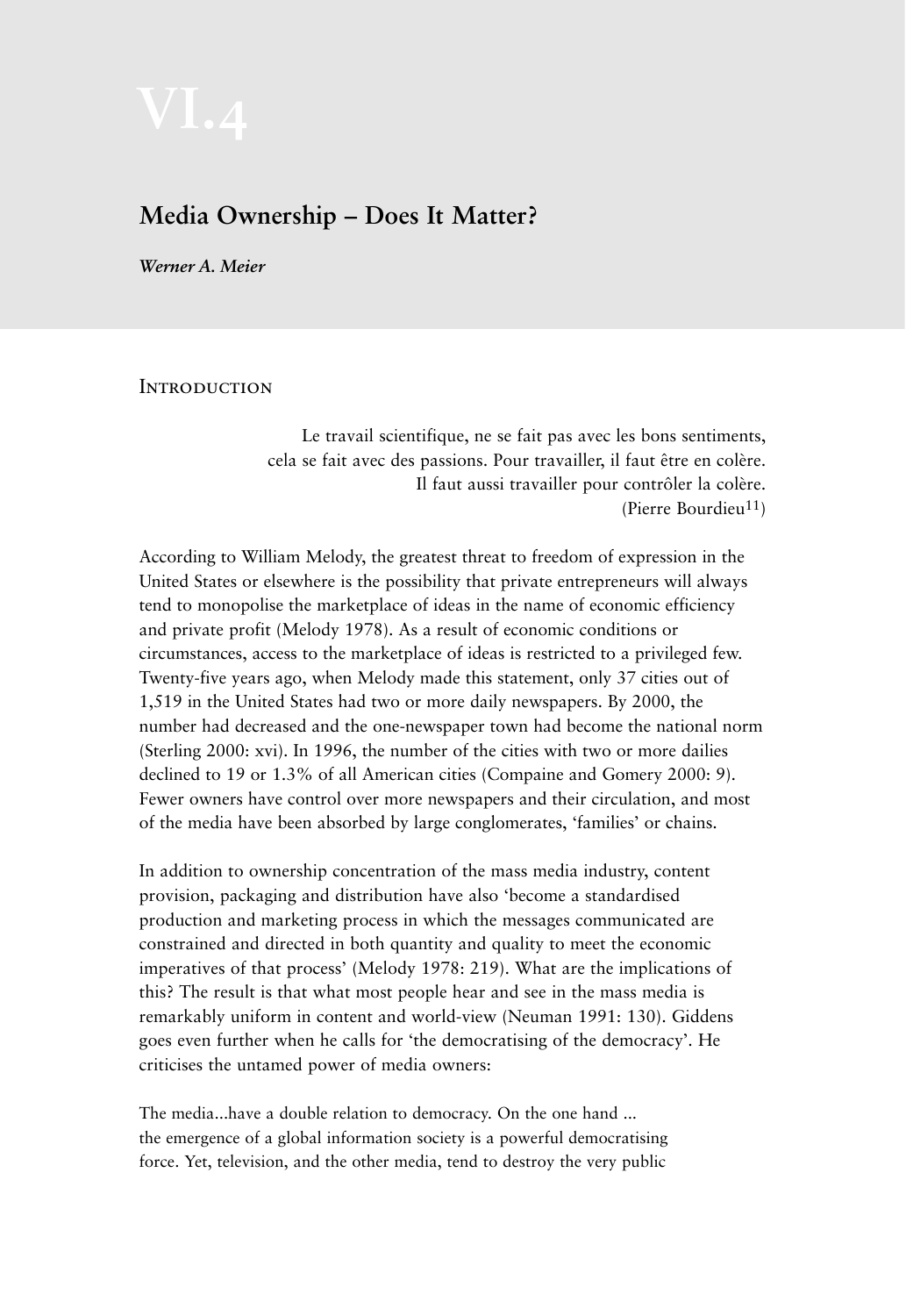# VI.4

## Media Ownership – Does It Matter?

*Werner A. Meier*

### Introduction

> Le travail scientifique, ne se fait pas avec les bons sentiments,
> cela se fait avec des passions. Pour travailler, il faut être en colère.
> Il faut aussi travailler pour contrôler la colère.
> (Pierre Bourdieu[11])

According to William Melody, the greatest threat to freedom of expression in the United States or elsewhere is the possibility that private entrepreneurs will always tend to monopolise the marketplace of ideas in the name of economic efficiency and private profit (Melody 1978). As a result of economic conditions or circumstances, access to the marketplace of ideas is restricted to a privileged few. Twenty-five years ago, when Melody made this statement, only 37 cities out of 1,519 in the United States had two or more daily newspapers. By 2000, the number had decreased and the one-newspaper town had become the national norm (Sterling 2000: xvi). In 1996, the number of the cities with two or more dailies declined to 19 or 1.3% of all American cities (Compaine and Gomery 2000: 9). Fewer owners have control over more newspapers and their circulation, and most of the media have been absorbed by large conglomerates, 'families' or chains.

In addition to ownership concentration of the mass media industry, content provision, packaging and distribution have also 'become a standardised production and marketing process in which the messages communicated are constrained and directed in both quantity and quality to meet the economic imperatives of that process' (Melody 1978: 219). What are the implications of this? The result is that what most people hear and see in the mass media is remarkably uniform in content and world-view (Neuman 1991: 130). Giddens goes even further when he calls for 'the democratising of the democracy'. He criticises the untamed power of media owners:

> The media...have a double relation to democracy. On the one hand ... the emergence of a global information society is a powerful democratising force. Yet, television, and the other media, tend to destroy the very public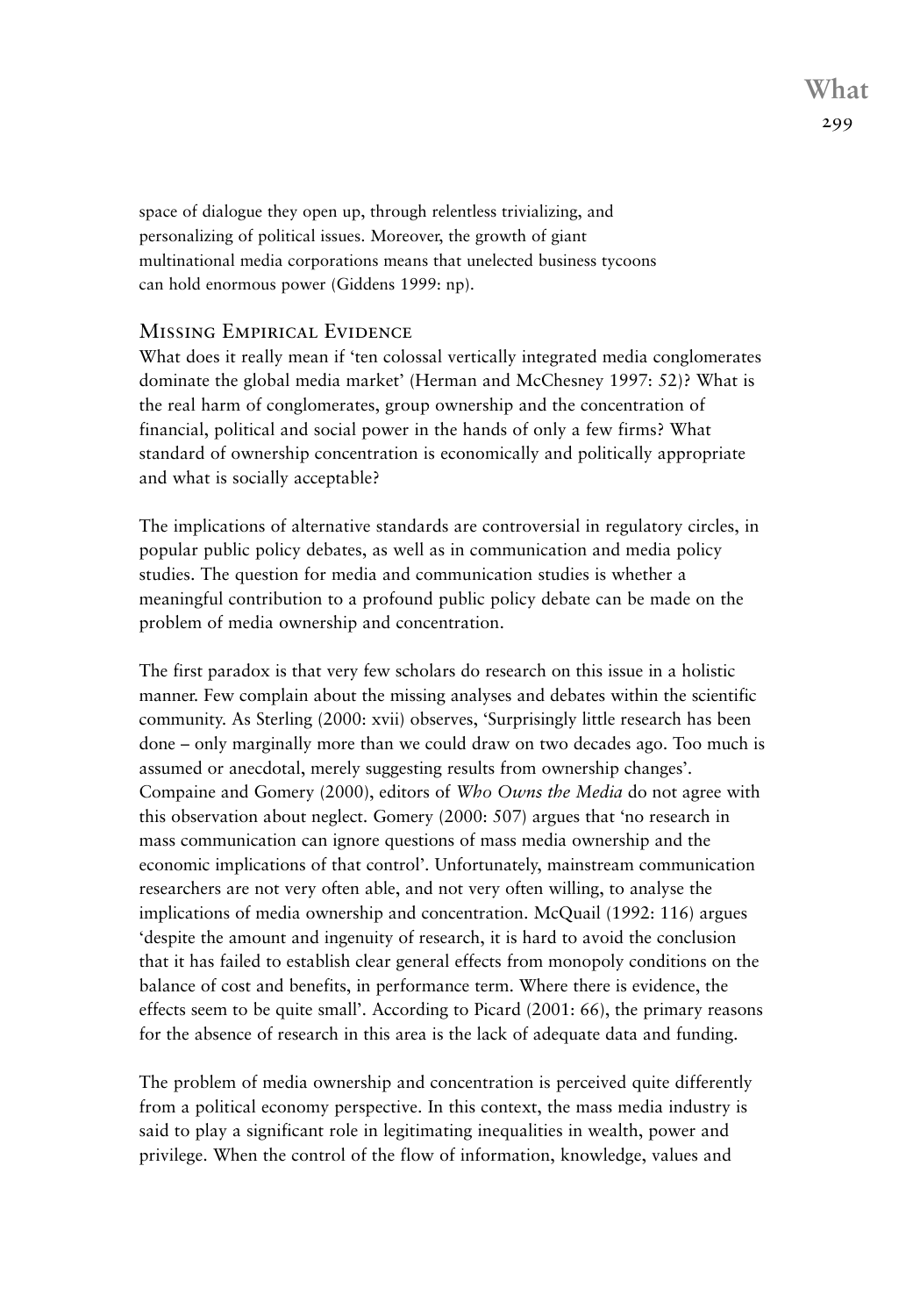space of dialogue they open up, through relentless trivializing, and personalizing of political issues. Moreover, the growth of giant multinational media corporations means that unelected business tycoons can hold enormous power (Giddens 1999: np).

## Missing Empirical Evidence

What does it really mean if 'ten colossal vertically integrated media conglomerates dominate the global media market' (Herman and McChesney 1997: 52)? What is the real harm of conglomerates, group ownership and the concentration of financial, political and social power in the hands of only a few firms? What standard of ownership concentration is economically and politically appropriate and what is socially acceptable?

The implications of alternative standards are controversial in regulatory circles, in popular public policy debates, as well as in communication and media policy studies. The question for media and communication studies is whether a meaningful contribution to a profound public policy debate can be made on the problem of media ownership and concentration.

The first paradox is that very few scholars do research on this issue in a holistic manner. Few complain about the missing analyses and debates within the scientific community. As Sterling (2000: xvii) observes, 'Surprisingly little research has been done – only marginally more than we could draw on two decades ago. Too much is assumed or anecdotal, merely suggesting results from ownership changes'. Compaine and Gomery (2000), editors of *Who Owns the Media* do not agree with this observation about neglect. Gomery (2000: 507) argues that 'no research in mass communication can ignore questions of mass media ownership and the economic implications of that control'. Unfortunately, mainstream communication researchers are not very often able, and not very often willing, to analyse the implications of media ownership and concentration. McQuail (1992: 116) argues 'despite the amount and ingenuity of research, it is hard to avoid the conclusion that it has failed to establish clear general effects from monopoly conditions on the balance of cost and benefits, in performance term. Where there is evidence, the effects seem to be quite small'. According to Picard (2001: 66), the primary reasons for the absence of research in this area is the lack of adequate data and funding.

The problem of media ownership and concentration is perceived quite differently from a political economy perspective. In this context, the mass media industry is said to play a significant role in legitimating inequalities in wealth, power and privilege. When the control of the flow of information, knowledge, values and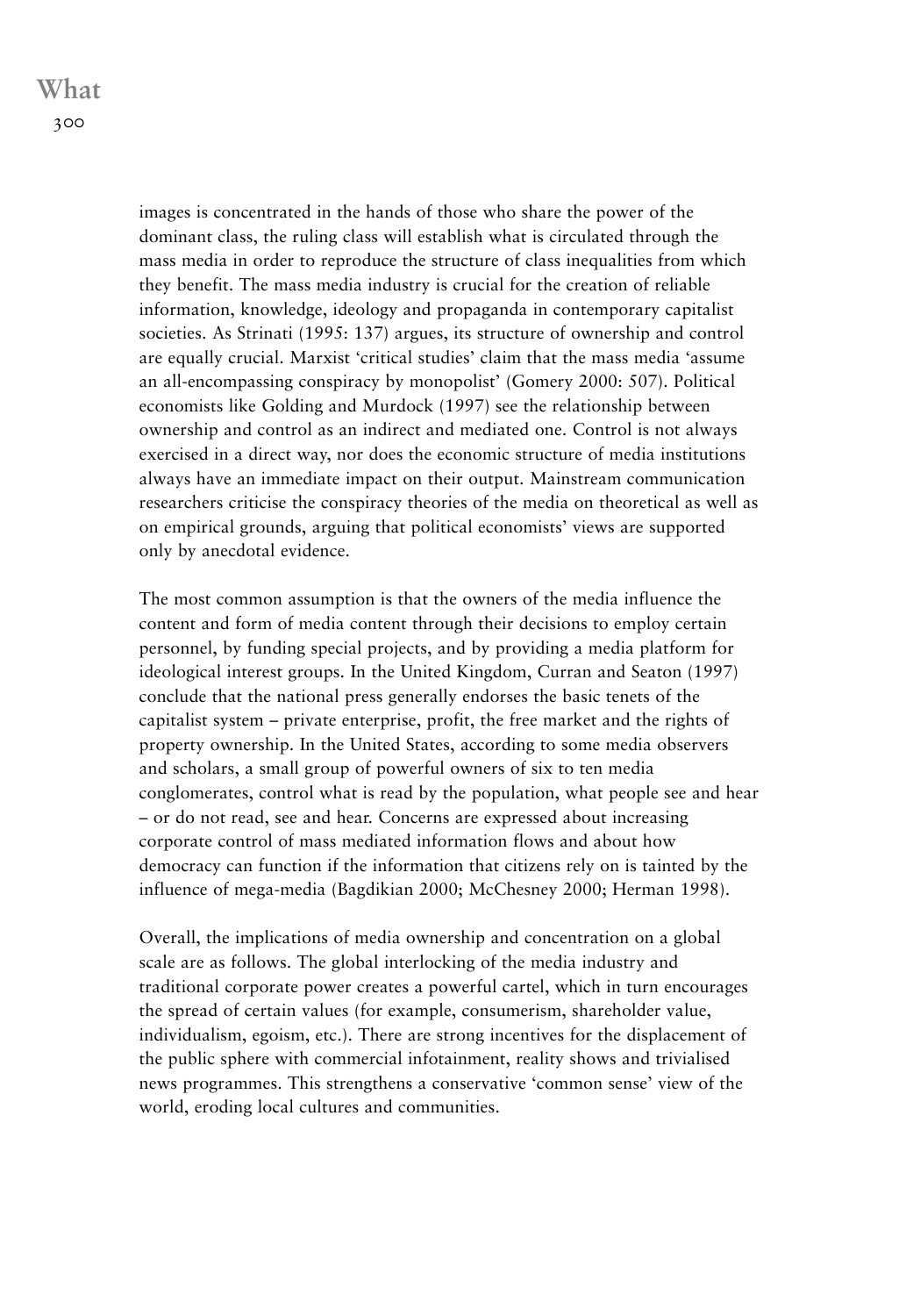images is concentrated in the hands of those who share the power of the dominant class, the ruling class will establish what is circulated through the mass media in order to reproduce the structure of class inequalities from which they benefit. The mass media industry is crucial for the creation of reliable information, knowledge, ideology and propaganda in contemporary capitalist societies. As Strinati (1995: 137) argues, its structure of ownership and control are equally crucial. Marxist 'critical studies' claim that the mass media 'assume an all-encompassing conspiracy by monopolist' (Gomery 2000: 507). Political economists like Golding and Murdock (1997) see the relationship between ownership and control as an indirect and mediated one. Control is not always exercised in a direct way, nor does the economic structure of media institutions always have an immediate impact on their output. Mainstream communication researchers criticise the conspiracy theories of the media on theoretical as well as on empirical grounds, arguing that political economists' views are supported only by anecdotal evidence.

The most common assumption is that the owners of the media influence the content and form of media content through their decisions to employ certain personnel, by funding special projects, and by providing a media platform for ideological interest groups. In the United Kingdom, Curran and Seaton (1997) conclude that the national press generally endorses the basic tenets of the capitalist system – private enterprise, profit, the free market and the rights of property ownership. In the United States, according to some media observers and scholars, a small group of powerful owners of six to ten media conglomerates, control what is read by the population, what people see and hear – or do not read, see and hear. Concerns are expressed about increasing corporate control of mass mediated information flows and about how democracy can function if the information that citizens rely on is tainted by the influence of mega-media (Bagdikian 2000; McChesney 2000; Herman 1998).

Overall, the implications of media ownership and concentration on a global scale are as follows. The global interlocking of the media industry and traditional corporate power creates a powerful cartel, which in turn encourages the spread of certain values (for example, consumerism, shareholder value, individualism, egoism, etc.). There are strong incentives for the displacement of the public sphere with commercial infotainment, reality shows and trivialised news programmes. This strengthens a conservative 'common sense' view of the world, eroding local cultures and communities.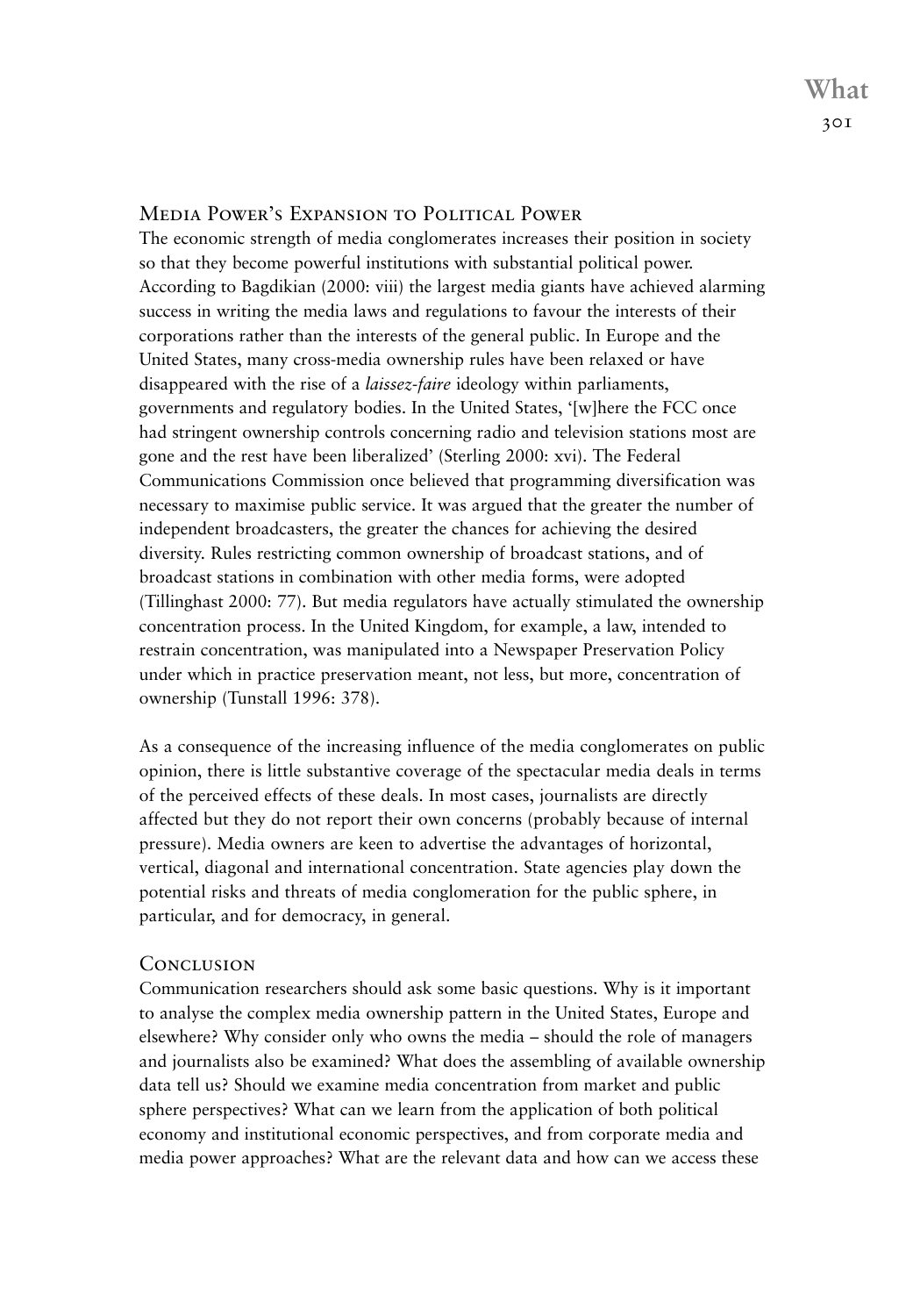## Media Power's Expansion to Political Power

The economic strength of media conglomerates increases their position in society so that they become powerful institutions with substantial political power. According to Bagdikian (2000: viii) the largest media giants have achieved alarming success in writing the media laws and regulations to favour the interests of their corporations rather than the interests of the general public. In Europe and the United States, many cross-media ownership rules have been relaxed or have disappeared with the rise of a *laissez-faire* ideology within parliaments, governments and regulatory bodies. In the United States, '[w]here the FCC once had stringent ownership controls concerning radio and television stations most are gone and the rest have been liberalized' (Sterling 2000: xvi). The Federal Communications Commission once believed that programming diversification was necessary to maximise public service. It was argued that the greater the number of independent broadcasters, the greater the chances for achieving the desired diversity. Rules restricting common ownership of broadcast stations, and of broadcast stations in combination with other media forms, were adopted (Tillinghast 2000: 77). But media regulators have actually stimulated the ownership concentration process. In the United Kingdom, for example, a law, intended to restrain concentration, was manipulated into a Newspaper Preservation Policy under which in practice preservation meant, not less, but more, concentration of ownership (Tunstall 1996: 378).

As a consequence of the increasing influence of the media conglomerates on public opinion, there is little substantive coverage of the spectacular media deals in terms of the perceived effects of these deals. In most cases, journalists are directly affected but they do not report their own concerns (probably because of internal pressure). Media owners are keen to advertise the advantages of horizontal, vertical, diagonal and international concentration. State agencies play down the potential risks and threats of media conglomeration for the public sphere, in particular, and for democracy, in general.

## Conclusion

Communication researchers should ask some basic questions. Why is it important to analyse the complex media ownership pattern in the United States, Europe and elsewhere? Why consider only who owns the media – should the role of managers and journalists also be examined? What does the assembling of available ownership data tell us? Should we examine media concentration from market and public sphere perspectives? What can we learn from the application of both political economy and institutional economic perspectives, and from corporate media and media power approaches? What are the relevant data and how can we access these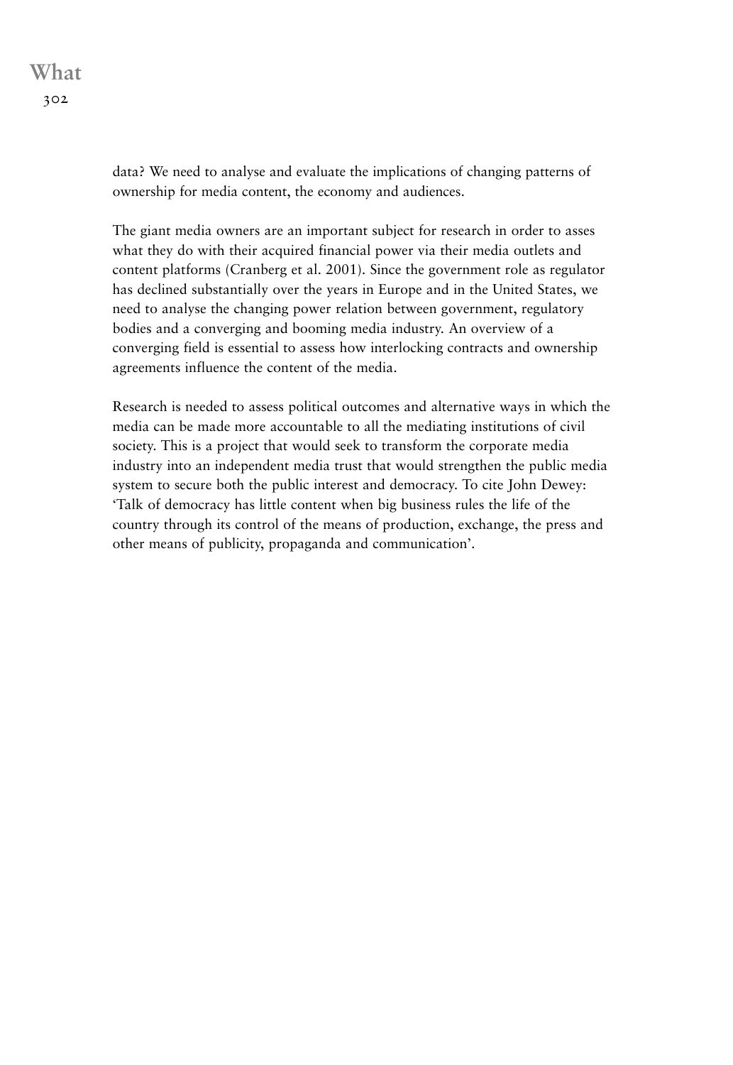data? We need to analyse and evaluate the implications of changing patterns of ownership for media content, the economy and audiences.

The giant media owners are an important subject for research in order to asses what they do with their acquired financial power via their media outlets and content platforms (Cranberg et al. 2001). Since the government role as regulator has declined substantially over the years in Europe and in the United States, we need to analyse the changing power relation between government, regulatory bodies and a converging and booming media industry. An overview of a converging field is essential to assess how interlocking contracts and ownership agreements influence the content of the media.

Research is needed to assess political outcomes and alternative ways in which the media can be made more accountable to all the mediating institutions of civil society. This is a project that would seek to transform the corporate media industry into an independent media trust that would strengthen the public media system to secure both the public interest and democracy. To cite John Dewey: 'Talk of democracy has little content when big business rules the life of the country through its control of the means of production, exchange, the press and other means of publicity, propaganda and communication'.